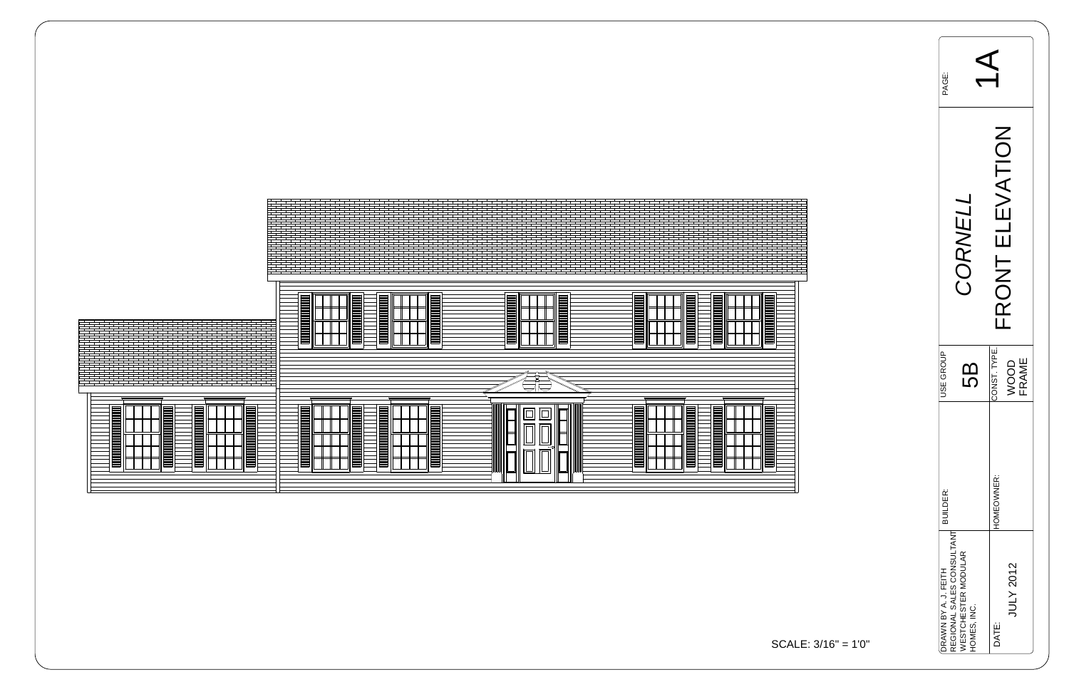SCALE: 3/16" = 1'0"

DRAWN BY A. J. FEITH
REGIONAL SALES CONSULTANT
WESTCHESTER MODULAR
HOMES, INC.

DATE: JULY 2012

BUILDER:

HOMEOWNER:

USE GROUP: 5B

CONST. TYPE: WOOD FRAME

*CORNELL*

FRONT ELEVATION

PAGE: 1A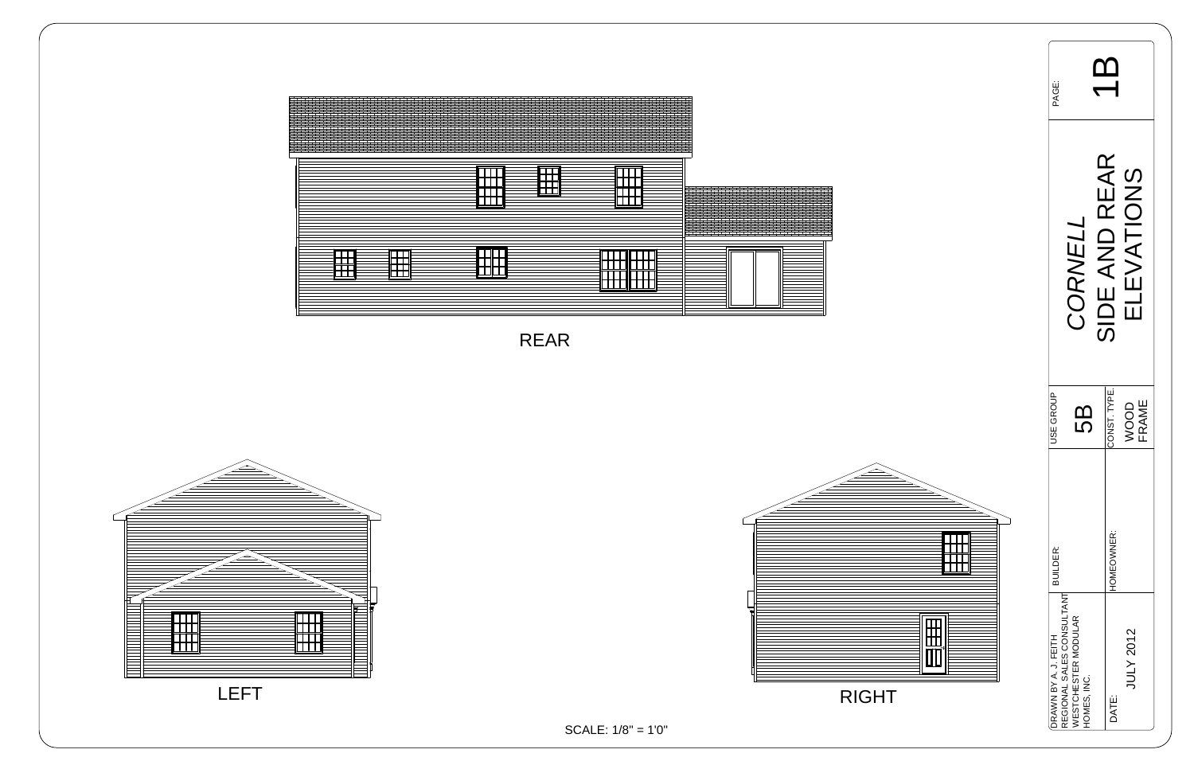REAR

LEFT

RIGHT

SCALE: 1/8" = 1'0"

| | |
|---|---|
| PAGE: | 1B |
| *CORNELL* SIDE AND REAR ELEVATIONS | |
| USE GROUP | 5B |
| CONST. TYPE: | WOOD FRAME |
| BUILDER: | |
| HOMEOWNER: | |
| DRAWN BY A. J. FEITH REGIONAL SALES CONSULTANT WESTCHESTER MODULAR HOMES, INC. | |
| DATE: | JULY 2012 |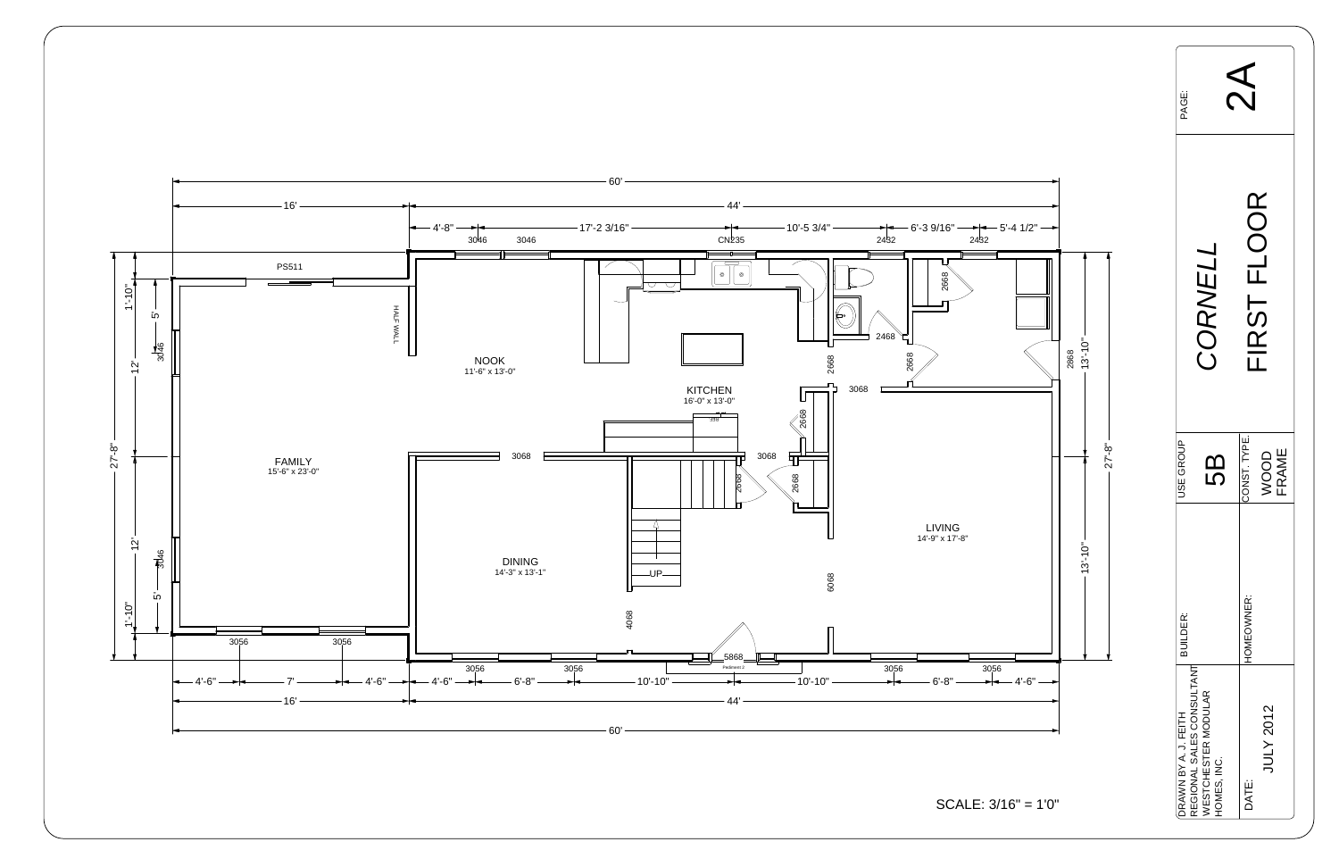# CORNELL

## FIRST FLOOR

PAGE: 2A

| | |
|---|---|
| USE GROUP | 5B |
| CONST. TYPE. | WOOD FRAME |
| BUILDER: | |
| HOMEOWNER: | |
| DRAWN BY A. J. FEITH REGIONAL SALES CONSULTANT WESTCHESTER MODULAR HOMES, INC. | |
| DATE: | JULY 2012 |

FAMILY 15'-6" x 23'-0"

NOOK 11'-6" x 13'-0"

KITCHEN 16'-0" x 13'-0"

DINING 14'-3" x 13'-1"

LIVING 14'-9" x 17'-8"

HALF WALL

UP

PS511, 3046, 3046, CN235, 2432, 2432, 2668, 2468, 2668, 2668, 2868, 3068, 3068, 3068, 2668, 2668, 2668, 6068, 4068, 5868, Pediment 2, 3056, 3056, 3056, 3056, 3056, 3056, 3046, 3046

Dimensions: 60', 16', 44', 4'-8", 17'-2 3/16", 10'-5 3/4", 6'-3 9/16", 5'-4 1/2", 27'-8", 1'-10", 5', 12', 12', 5', 1'-10", 13'-10", 13'-10", 4'-6", 7', 4'-6", 4'-6", 6'-8", 10'-10", 10'-10", 6'-8", 4'-6"

SCALE: 3/16" = 1'0"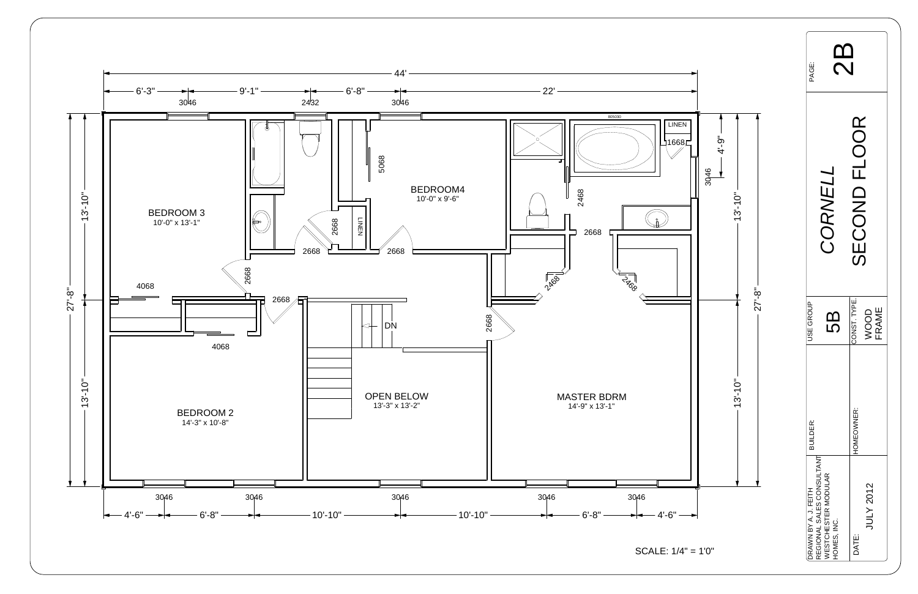# CORNELL SECOND FLOOR

PAGE: 2B

BEDROOM 3
10'-0" x 13'-1"

BEDROOM4
10'-0" x 9'-6"

BEDROOM 2
14'-3" x 10'-8"

OPEN BELOW
13'-3" x 13'-2"

MASTER BDRM
14'-9" x 13'-1"

LINEN

DN

44'

6'-3" 9'-1" 6'-8" 22'

3046 2432 3046

4'-6" 6'-8" 10'-10" 10'-10" 6'-8" 4'-6"

3046 3046 3046 3046 3046

27'-8" 13'-10" 13'-10"

4'-9"

5068 2668 2668 2668 2668 2668 2668 2468 2468 2468 2668 4068 4068 1668 3046 605030

SCALE: 1/4" = 1'0"

| | |
|---|---|
| USE GROUP | 5B |
| CONST. TYPE: | WOOD FRAME |
| BUILDER: | |
| HOMEOWNER: | |
| DRAWN BY A. J. FEITH REGIONAL SALES CONSULTANT WESTCHESTER MODULAR HOMES, INC. | |
| DATE: | JULY 2012 |